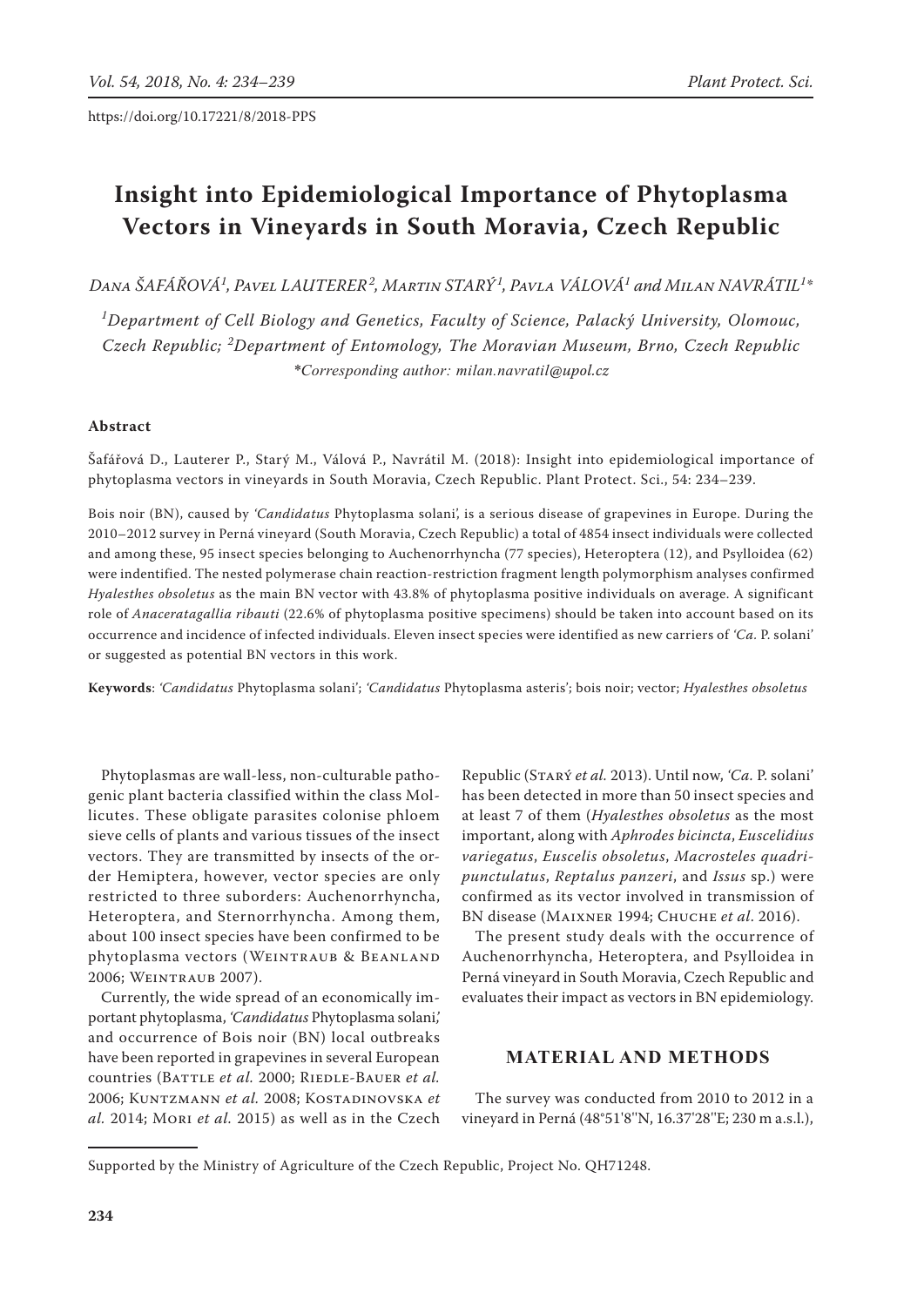https://doi.org/10.17221/8/2018-PPS

# Insight into Epidemiological Importance of Phytoplasma Vectors in Vineyards in South Moravia, Czech Republic

*Dana ŠAFÁŘOVÁ[1], Pavel LAUTERER[2], Martin STARÝ[1], Pavla VÁLOVÁ[1] and Milan NAVRÁTIL[1]\**

*[1]Department of Cell Biology and Genetics, Faculty of Science, Palacký University, Olomouc, Czech Republic; [2]Department of Entomology, The Moravian Museum, Brno, Czech Republic*
*\*Corresponding author: milan.navratil@upol.cz*

**Abstract**

Šafářová D., Lauterer P., Starý M., Válová P., Navrátil M. (2018): Insight into epidemiological importance of phytoplasma vectors in vineyards in South Moravia, Czech Republic. Plant Protect. Sci., 54: 234–239.

Bois noir (BN), caused by *'Candidatus* Phytoplasma solani', is a serious disease of grapevines in Europe. During the 2010–2012 survey in Perná vineyard (South Moravia, Czech Republic) a total of 4854 insect individuals were collected and among these, 95 insect species belonging to Auchenorrhyncha (77 species), Heteroptera (12), and Psylloidea (62) were indentified. The nested polymerase chain reaction-restriction fragment length polymorphism analyses confirmed *Hyalesthes obsoletus* as the main BN vector with 43.8% of phytoplasma positive individuals on average. A significant role of *Anaceratagallia ribauti* (22.6% of phytoplasma positive specimens) should be taken into account based on its occurrence and incidence of infected individuals. Eleven insect species were identified as new carriers of *'Ca.* P. solani' or suggested as potential BN vectors in this work.

**Keywords**: *'Candidatus* Phytoplasma solani'; *'Candidatus* Phytoplasma asteris'; bois noir; vector; *Hyalesthes obsoletus*

Phytoplasmas are wall-less, non-culturable pathogenic plant bacteria classified within the class Mollicutes. These obligate parasites colonise phloem sieve cells of plants and various tissues of the insect vectors. They are transmitted by insects of the order Hemiptera, however, vector species are only restricted to three suborders: Auchenorrhyncha, Heteroptera, and Sternorrhyncha. Among them, about 100 insect species have been confirmed to be phytoplasma vectors (Weintraub & Beanland 2006; Weintraub 2007).

Currently, the wide spread of an economically important phytoplasma, *'Candidatus* Phytoplasma solani*',* and occurrence of Bois noir (BN) local outbreaks have been reported in grapevines in several European countries (Battle *et al.* 2000; Riedle-Bauer *et al.* 2006; Kuntzmann *et al.* 2008; Kostadinovska *et al.* 2014; Mori *et al.* 2015) as well as in the Czech Republic (Starý *et al.* 2013). Until now, *'Ca.* P. solani' has been detected in more than 50 insect species and at least 7 of them (*Hyalesthes obsoletus* as the most important, along with *Aphrodes bicincta*, *Euscelidius variegatus*, *Euscelis obsoletus*, *Macrosteles quadripunctulatus*, *Reptalus panzeri*, and *Issus* sp.) were confirmed as its vector involved in transmission of BN disease (Maixner 1994; Chuche *et al*. 2016).

The present study deals with the occurrence of Auchenorrhyncha, Heteroptera, and Psylloidea in Perná vineyard in South Moravia, Czech Republic and evaluates their impact as vectors in BN epidemiology.

## MATERIAL AND METHODS

The survey was conducted from 2010 to 2012 in a vineyard in Perná (48°51'8''N, 16.37'28''E; 230 m a.s.l.),

Supported by the Ministry of Agriculture of the Czech Republic, Project No. QH71248.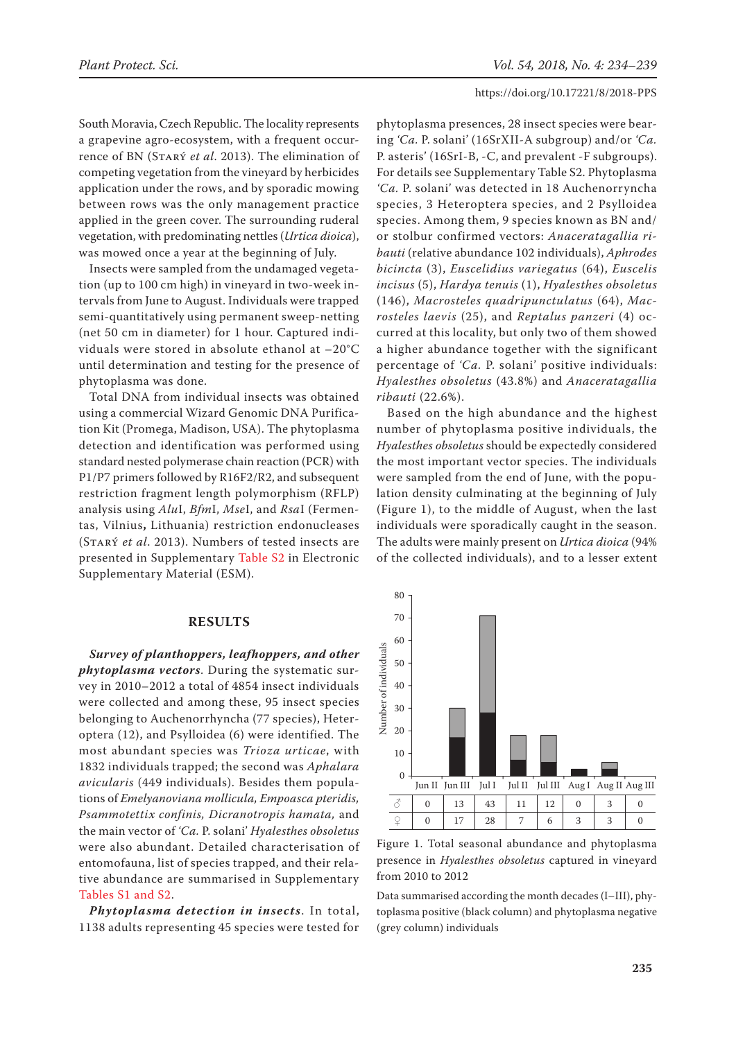South Moravia, Czech Republic. The locality represents a grapevine agro-ecosystem, with a frequent occurrence of BN (Starý *et al*. 2013). The elimination of competing vegetation from the vineyard by herbicides application under the rows, and by sporadic mowing between rows was the only management practice applied in the green cover. The surrounding ruderal vegetation, with predominating nettles (*Urtica dioica*), was mowed once a year at the beginning of July.

Insects were sampled from the undamaged vegetation (up to 100 cm high) in vineyard in two-week intervals from June to August. Individuals were trapped semi-quantitatively using permanent sweep-netting (net 50 cm in diameter) for 1 hour. Captured individuals were stored in absolute ethanol at –20°C until determination and testing for the presence of phytoplasma was done.

Total DNA from individual insects was obtained using a commercial Wizard Genomic DNA Purification Kit (Promega, Madison, USA). The phytoplasma detection and identification was performed using standard nested polymerase chain reaction (PCR) with P1/P7 primers followed by R16F2/R2, and subsequent restriction fragment length polymorphism (RFLP) analysis using *Alu*I, *Bfm*I, *Mse*I, and *Rsa*I (Fermentas, Vilnius, Lithuania) restriction endonucleases (Starý *et al*. 2013). Numbers of tested insects are presented in Supplementary Table S2 in Electronic Supplementary Material (ESM).

## RESULTS

***Survey of planthoppers, leafhoppers, and other phytoplasma vectors***. During the systematic survey in 2010–2012 a total of 4854 insect individuals were collected and among these, 95 insect species belonging to Auchenorrhyncha (77 species), Heteroptera (12), and Psylloidea (6) were identified. The most abundant species was *Trioza urticae*, with 1832 individuals trapped; the second was *Aphalara avicularis* (449 individuals). Besides them populations of *Emelyanoviana mollicula, Empoasca pteridis, Psammotettix confinis, Dicranotropis hamata,* and the main vector of *'Ca.* P. solani' *Hyalesthes obsoletus* were also abundant. Detailed characterisation of entomofauna, list of species trapped, and their relative abundance are summarised in Supplementary Tables S1 and S2.

***Phytoplasma detection in insects***. In total, 1138 adults representing 45 species were tested for phytoplasma presences, 28 insect species were bearing *'Ca.* P. solani' (16SrXII-A subgroup) and/or *'Ca.* P. asteris' (16SrI-B, -C, and prevalent -F subgroups). For details see Supplementary Table S2. Phytoplasma *'Ca.* P. solani' was detected in 18 Auchenorryncha species, 3 Heteroptera species, and 2 Psylloidea species. Among them, 9 species known as BN and/or stolbur confirmed vectors: *Anaceratagallia ribauti* (relative abundance 102 individuals), *Aphrodes bicincta* (3), *Euscelidius variegatus* (64), *Euscelis incisus* (5), *Hardya tenuis* (1), *Hyalesthes obsoletus* (146), *Macrosteles quadripunctulatus* (64), *Macrosteles laevis* (25), and *Reptalus panzeri* (4) occurred at this locality, but only two of them showed a higher abundance together with the significant percentage of *'Ca.* P. solani' positive individuals: *Hyalesthes obsoletus* (43.8%) and *Anaceratagallia ribauti* (22.6%).

Based on the high abundance and the highest number of phytoplasma positive individuals, the *Hyalesthes obsoletus* should be expectedly considered the most important vector species. The individuals were sampled from the end of June, with the population density culminating at the beginning of July (Figure 1), to the middle of August, when the last individuals were sporadically caught in the season. The adults were mainly present on *Urtica dioica* (94% of the collected individuals), and to a lesser extent

| | Jun II | Jun III | Jul I | Jul II | Jul III | Aug I | Aug II | Aug III |
|---|---|---|---|---|---|---|---|---|
| ♂ | 0 | 13 | 43 | 11 | 12 | 0 | 3 | 0 |
| ♀ | 0 | 17 | 28 | 7 | 6 | 3 | 3 | 0 |

Figure 1. Total seasonal abundance and phytoplasma presence in *Hyalesthes obsoletus* captured in vineyard from 2010 to 2012

Data summarised according the month decades (I–III), phytoplasma positive (black column) and phytoplasma negative (grey column) individuals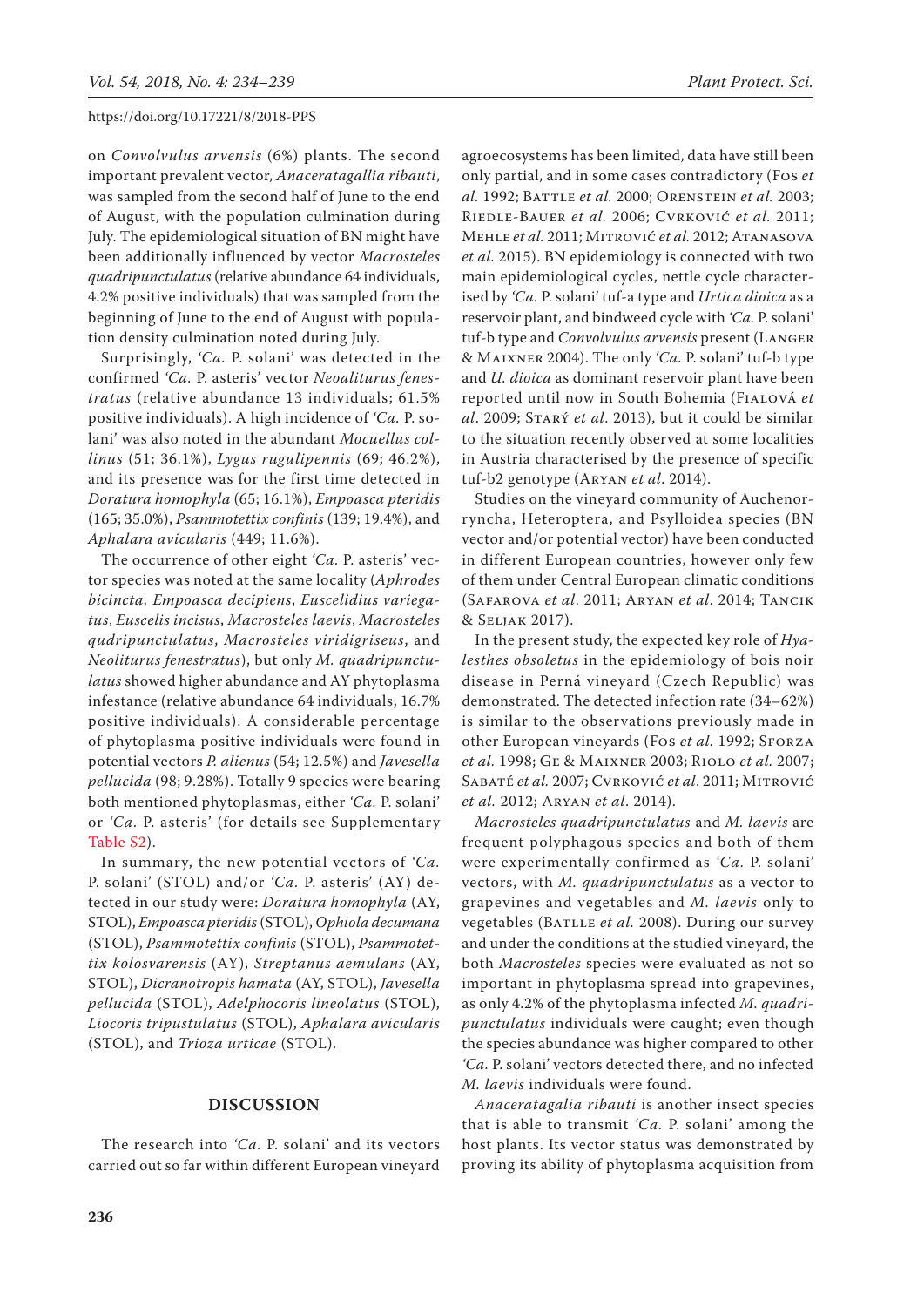on *Convolvulus arvensis* (6%) plants. The second important prevalent vector, *Anaceratagallia ribauti*, was sampled from the second half of June to the end of August, with the population culmination during July. The epidemiological situation of BN might have been additionally influenced by vector *Macrosteles quadripunctulatus* (relative abundance 64 individuals, 4.2% positive individuals) that was sampled from the beginning of June to the end of August with population density culmination noted during July.

Surprisingly, *'Ca.* P. solani' was detected in the confirmed *'Ca.* P. asteris' vector *Neoaliturus fenestratus* (relative abundance 13 individuals; 61.5% positive individuals). A high incidence of *'Ca.* P. solani' was also noted in the abundant *Mocuellus collinus* (51; 36.1%), *Lygus rugulipennis* (69; 46.2%), and its presence was for the first time detected in *Doratura homophyla* (65; 16.1%), *Empoasca pteridis* (165; 35.0%), *Psammotettix confinis* (139; 19.4%), and *Aphalara avicularis* (449; 11.6%).

The occurrence of other eight *'Ca.* P. asteris' vector species was noted at the same locality (*Aphrodes bicincta, Empoasca decipiens*, *Euscelidius variegatus*, *Euscelis incisus*, *Macrosteles laevis*, *Macrosteles qudripunctulatus*, *Macrosteles viridigriseus*, and *Neoliturus fenestratus*), but only *M. quadripunctulatus* showed higher abundance and AY phytoplasma infestance (relative abundance 64 individuals, 16.7% positive individuals). A considerable percentage of phytoplasma positive individuals were found in potential vectors *P. alienus* (54; 12.5%) and *Javesella pellucida* (98; 9.28%). Totally 9 species were bearing both mentioned phytoplasmas, either *'Ca.* P. solani' or *'Ca.* P. asteris' (for details see Supplementary Table S2).

In summary, the new potential vectors of *'Ca.* P. solani' (STOL) and/or *'Ca.* P. asteris' (AY) detected in our study were: *Doratura homophyla* (AY, STOL), *Empoasca pteridis* (STOL), *Ophiola decumana* (STOL), *Psammotettix confinis* (STOL), *Psammotettix kolosvarensis* (AY), *Streptanus aemulans* (AY, STOL), *Dicranotropis hamata* (AY, STOL), *Javesella pellucida* (STOL), *Adelphocoris lineolatus* (STOL), *Liocoris tripustulatus* (STOL), *Aphalara avicularis* (STOL), and *Trioza urticae* (STOL).

## DISCUSSION

The research into *'Ca.* P. solani' and its vectors carried out so far within different European vineyard agroecosystems has been limited, data have still been only partial, and in some cases contradictory (Fos *et al.* 1992; Battle *et al.* 2000; Orenstein *et al.* 2003; Riedle-Bauer *et al.* 2006; Cvrković *et al.* 2011; Mehle *et al.* 2011; Mitrović *et al.* 2012; Atanasova *et al.* 2015). BN epidemiology is connected with two main epidemiological cycles, nettle cycle characterised by *'Ca.* P. solani' tuf-a type and *Urtica dioica* as a reservoir plant, and bindweed cycle with *'Ca.* P. solani' tuf-b type and *Convolvulus arvensis* present (Langer & Maixner 2004). The only *'Ca.* P. solani' tuf-b type and *U. dioica* as dominant reservoir plant have been reported until now in South Bohemia (Fialová *et al*. 2009; Starý *et al*. 2013), but it could be similar to the situation recently observed at some localities in Austria characterised by the presence of specific tuf-b2 genotype (Aryan *et al*. 2014).

Studies on the vineyard community of Auchenorryncha, Heteroptera, and Psylloidea species (BN vector and/or potential vector) have been conducted in different European countries, however only few of them under Central European climatic conditions (Safarova *et al*. 2011; Aryan *et al*. 2014; Tancik & Seljak 2017).

In the present study, the expected key role of *Hyalesthes obsoletus* in the epidemiology of bois noir disease in Perná vineyard (Czech Republic) was demonstrated. The detected infection rate (34–62%) is similar to the observations previously made in other European vineyards (Fos *et al.* 1992; Sforza *et al.* 1998; Ge & Maixner 2003; Riolo *et al.* 2007; Sabaté *et al.* 2007; Cvrković *et al.* 2011; Mitrović *et al.* 2012; Aryan *et al*. 2014).

*Macrosteles quadripunctulatus* and *M. laevis* are frequent polyphagous species and both of them were experimentally confirmed as *'Ca.* P. solani' vectors, with *M. quadripunctulatus* as a vector to grapevines and vegetables and *M. laevis* only to vegetables (Batlle *et al.* 2008). During our survey and under the conditions at the studied vineyard, the both *Macrosteles* species were evaluated as not so important in phytoplasma spread into grapevines, as only 4.2% of the phytoplasma infected *M. quadripunctulatus* individuals were caught; even though the species abundance was higher compared to other *'Ca.* P. solani' vectors detected there, and no infected *M. laevis* individuals were found.

*Anaceratagalia ribauti* is another insect species that is able to transmit *'Ca.* P. solani' among the host plants. Its vector status was demonstrated by proving its ability of phytoplasma acquisition from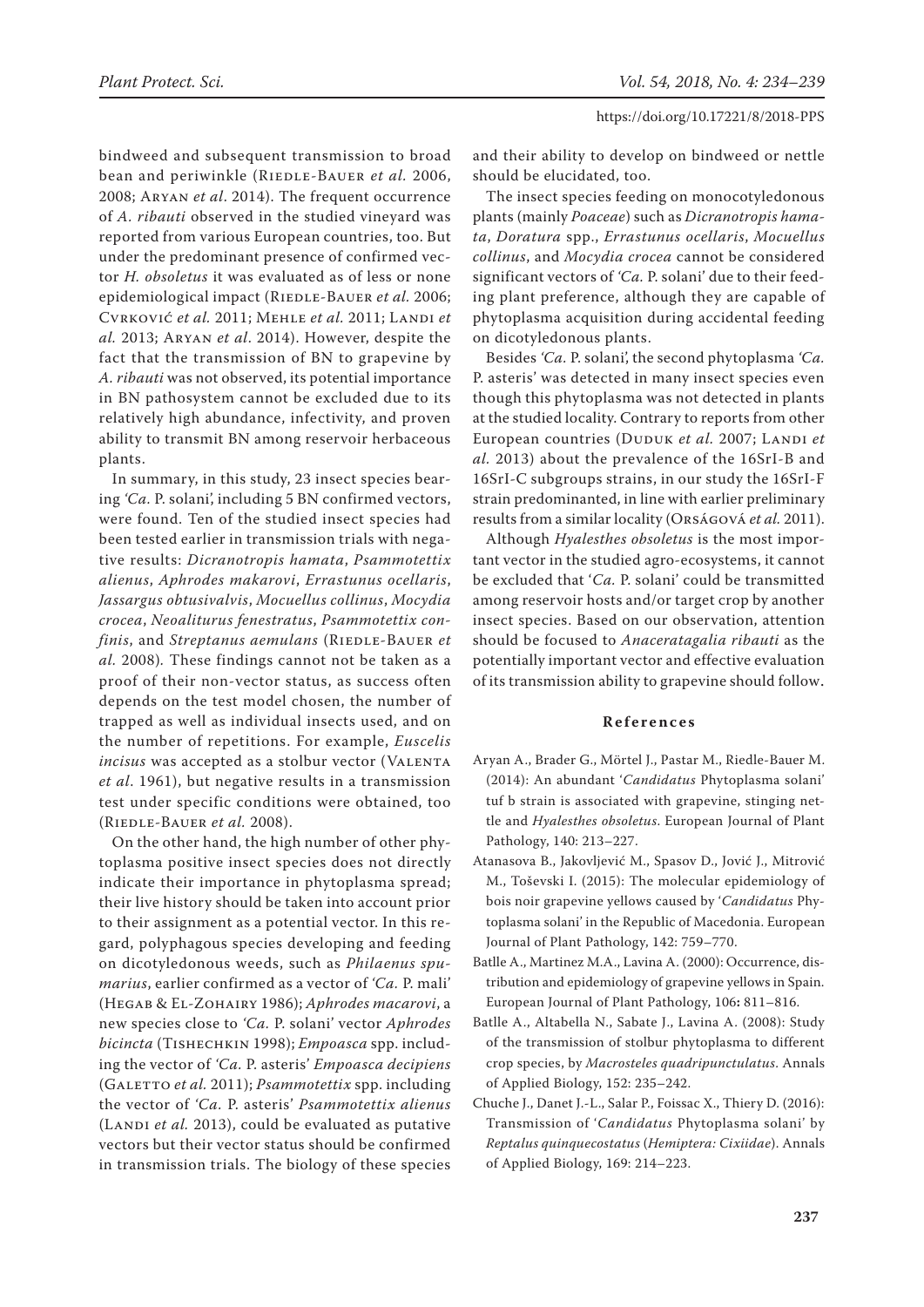bindweed and subsequent transmission to broad bean and periwinkle (Riedle-Bauer *et al.* 2006, 2008; Aryan *et al*. 2014). The frequent occurrence of *A. ribauti* observed in the studied vineyard was reported from various European countries, too. But under the predominant presence of confirmed vector *H. obsoletus* it was evaluated as of less or none epidemiological impact (Riedle-Bauer *et al.* 2006; Cvrković *et al.* 2011; Mehle *et al.* 2011; Landi *et al.* 2013; Aryan *et al*. 2014). However, despite the fact that the transmission of BN to grapevine by *A. ribauti* was not observed, its potential importance in BN pathosystem cannot be excluded due to its relatively high abundance, infectivity, and proven ability to transmit BN among reservoir herbaceous plants.

In summary, in this study, 23 insect species bearing *'Ca.* P. solani', including 5 BN confirmed vectors, were found. Ten of the studied insect species had been tested earlier in transmission trials with negative results: *Dicranotropis hamata*, *Psammotettix alienus*, *Aphrodes makarovi*, *Errastunus ocellaris*, *Jassargus obtusivalvis*, *Mocuellus collinus*, *Mocydia crocea*, *Neoaliturus fenestratus*, *Psammotettix confinis*, and *Streptanus aemulans* (Riedle-Bauer *et al.* 2008). These findings cannot not be taken as a proof of their non-vector status, as success often depends on the test model chosen, the number of trapped as well as individual insects used, and on the number of repetitions. For example, *Euscelis incisus* was accepted as a stolbur vector (Valenta *et al*. 1961), but negative results in a transmission test under specific conditions were obtained, too (Riedle-Bauer *et al.* 2008).

On the other hand, the high number of other phytoplasma positive insect species does not directly indicate their importance in phytoplasma spread; their live history should be taken into account prior to their assignment as a potential vector. In this regard, polyphagous species developing and feeding on dicotyledonous weeds, such as *Philaenus spumarius*, earlier confirmed as a vector of *'Ca.* P. mali' (Hegab & El-Zohairy 1986); *Aphrodes macarovi*, a new species close to *'Ca.* P. solani' vector *Aphrodes bicincta* (Tishechkin 1998); *Empoasca* spp. including the vector of *'Ca.* P. asteris' *Empoasca decipiens* (Galetto *et al.* 2011); *Psammotettix* spp. including the vector of *'Ca.* P. asteris' *Psammotettix alienus* (Landi *et al.* 2013), could be evaluated as putative vectors but their vector status should be confirmed in transmission trials. The biology of these species and their ability to develop on bindweed or nettle should be elucidated, too.

The insect species feeding on monocotyledonous plants (mainly *Poaceae*) such as *Dicranotropis hamata*, *Doratura* spp., *Errastunus ocellaris*, *Mocuellus collinus*, and *Mocydia crocea* cannot be considered significant vectors of *'Ca.* P. solani' due to their feeding plant preference, although they are capable of phytoplasma acquisition during accidental feeding on dicotyledonous plants.

Besides *'Ca.* P. solani', the second phytoplasma *'Ca.* P. asteris' was detected in many insect species even though this phytoplasma was not detected in plants at the studied locality. Contrary to reports from other European countries (Duduk *et al.* 2007; Landi *et al.* 2013) about the prevalence of the 16SrI-B and 16SrI-C subgroups strains, in our study the 16SrI-F strain predominanted, in line with earlier preliminary results from a similar locality (Orságová *et al.* 2011).

Although *Hyalesthes obsoletus* is the most important vector in the studied agro-ecosystems, it cannot be excluded that '*Ca.* P. solani' could be transmitted among reservoir hosts and/or target crop by another insect species. Based on our observation, attention should be focused to *Anaceratagalia ribauti* as the potentially important vector and effective evaluation of its transmission ability to grapevine should follow.

## References

Aryan A., Brader G., Mörtel J., Pastar M., Riedle-Bauer M. (2014): An abundant '*Candidatus* Phytoplasma solani' tuf b strain is associated with grapevine, stinging nettle and *Hyalesthes obsoletus*. European Journal of Plant Pathology, 140: 213–227.

Atanasova B., Jakovljević M., Spasov D., Jović J., Mitrović M., Toševski I. (2015): The molecular epidemiology of bois noir grapevine yellows caused by '*Candidatus* Phytoplasma solani' in the Republic of Macedonia. European Journal of Plant Pathology, 142: 759–770.

Batlle A., Martinez M.A., Lavina A. (2000): Occurrence, distribution and epidemiology of grapevine yellows in Spain. European Journal of Plant Pathology, 106**:** 811–816.

Batlle A., Altabella N., Sabate J., Lavina A. (2008): Study of the transmission of stolbur phytoplasma to different crop species, by *Macrosteles quadripunctulatus*. Annals of Applied Biology, 152: 235–242.

Chuche J., Danet J.-L., Salar P., Foissac X., Thiery D. (2016): Transmission of '*Candidatus* Phytoplasma solani' by *Reptalus quinquecostatus* (*Hemiptera: Cixiidae*). Annals of Applied Biology, 169: 214–223.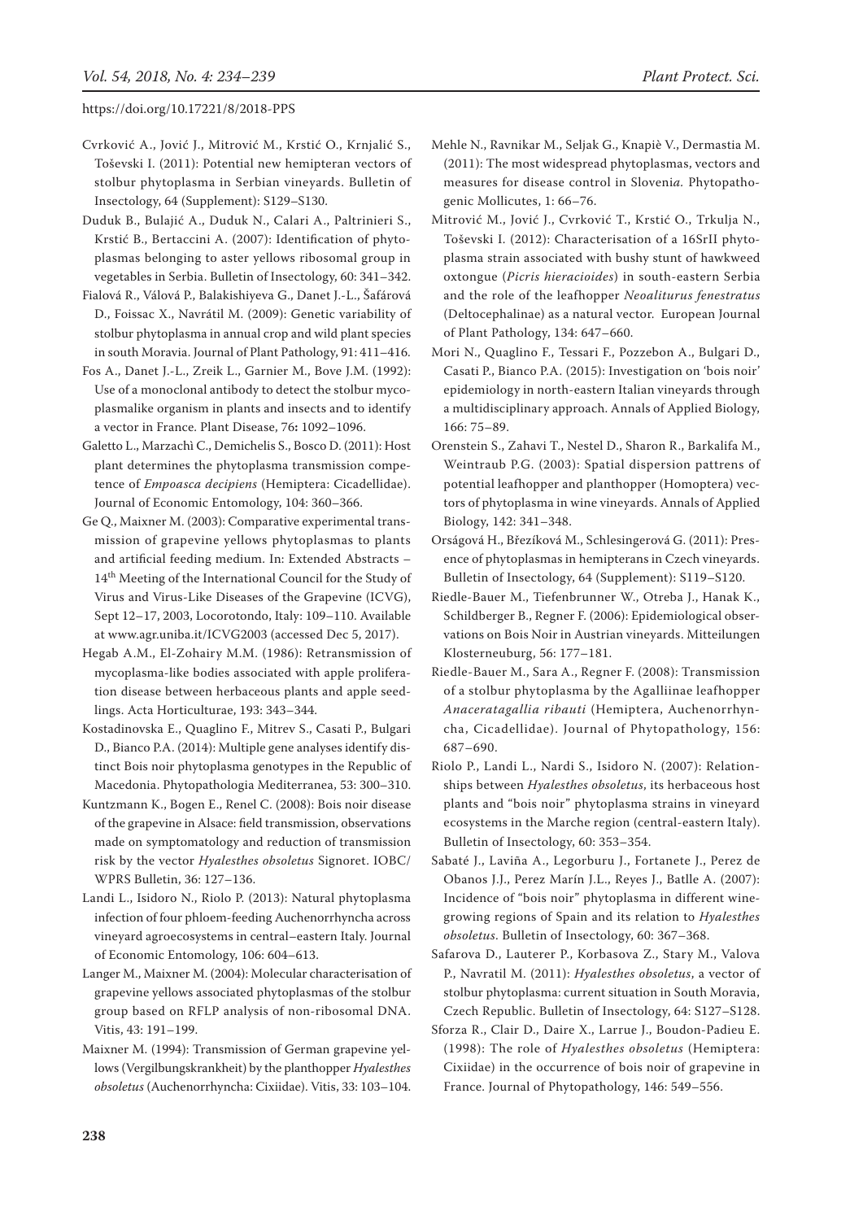Cvrković A., Jović J., Mitrović M., Krstić O., Krnjalić S., Toševski I. (2011): Potential new hemipteran vectors of stolbur phytoplasma in Serbian vineyards. Bulletin of Insectology, 64 (Supplement): S129–S130.

Duduk B., Bulajić A., Duduk N., Calari A., Paltrinieri S., Krstić B., Bertaccini A. (2007): Identification of phytoplasmas belonging to aster yellows ribosomal group in vegetables in Serbia. Bulletin of Insectology, 60: 341–342.

Fialová R., Válová P., Balakishiyeva G., Danet J.-L., Šafářová D., Foissac X., Navrátil M. (2009): Genetic variability of stolbur phytoplasma in annual crop and wild plant species in south Moravia. Journal of Plant Pathology, 91: 411–416.

Fos A., Danet J.-L., Zreik L., Garnier M., Bove J.M. (1992): Use of a monoclonal antibody to detect the stolbur mycoplasmalike organism in plants and insects and to identify a vector in France. Plant Disease, 76**:** 1092–1096.

Galetto L., Marzachì C., Demichelis S., Bosco D. (2011): Host plant determines the phytoplasma transmission competence of *Empoasca decipiens* (Hemiptera: Cicadellidae). Journal of Economic Entomology, 104: 360–366.

Ge Q., Maixner M. (2003): Comparative experimental transmission of grapevine yellows phytoplasmas to plants and artificial feeding medium. In: Extended Abstracts – 14th Meeting of the International Council for the Study of Virus and Virus-Like Diseases of the Grapevine (ICVG), Sept 12–17, 2003, Locorotondo, Italy: 109–110. Available at www.agr.uniba.it/ICVG2003 (accessed Dec 5, 2017).

Hegab A.M., El-Zohairy M.M. (1986): Retransmission of mycoplasma-like bodies associated with apple proliferation disease between herbaceous plants and apple seedlings. Acta Horticulturae, 193: 343–344.

Kostadinovska E., Quaglino F., Mitrev S., Casati P., Bulgari D., Bianco P.A. (2014): Multiple gene analyses identify distinct Bois noir phytoplasma genotypes in the Republic of Macedonia. Phytopathologia Mediterranea, 53: 300–310.

Kuntzmann K., Bogen E., Renel C. (2008): Bois noir disease of the grapevine in Alsace: field transmission, observations made on symptomatology and reduction of transmission risk by the vector *Hyalesthes obsoletus* Signoret. IOBC/WPRS Bulletin, 36: 127–136.

Landi L., Isidoro N., Riolo P. (2013): Natural phytoplasma infection of four phloem-feeding Auchenorrhyncha across vineyard agroecosystems in central–eastern Italy. Journal of Economic Entomology, 106: 604–613.

Langer M., Maixner M. (2004): Molecular characterisation of grapevine yellows associated phytoplasmas of the stolbur group based on RFLP analysis of non-ribosomal DNA. Vitis, 43: 191–199.

Maixner M. (1994): Transmission of German grapevine yellows (Vergilbungskrankheit) by the planthopper *Hyalesthes obsoletus* (Auchenorrhyncha: Cixiidae). Vitis, 33: 103–104.

Mehle N., Ravnikar M., Seljak G., Knapiè V., Dermastia M. (2011): The most widespread phytoplasmas, vectors and measures for disease control in Sloveni*a.* Phytopathogenic Mollicutes, 1: 66–76.

Mitrović M., Jović J., Cvrković T., Krstić O., Trkulja N., Toševski I. (2012): Characterisation of a 16SrII phytoplasma strain associated with bushy stunt of hawkweed oxtongue (*Picris hieracioides*) in south-eastern Serbia and the role of the leafhopper *Neoaliturus fenestratus* (Deltocephalinae) as a natural vector. European Journal of Plant Pathology, 134: 647–660.

Mori N., Quaglino F., Tessari F., Pozzebon A., Bulgari D., Casati P., Bianco P.A. (2015): Investigation on 'bois noir' epidemiology in north-eastern Italian vineyards through a multidisciplinary approach. Annals of Applied Biology, 166: 75–89.

Orenstein S., Zahavi T., Nestel D., Sharon R., Barkalifa M., Weintraub P.G. (2003): Spatial dispersion pattrens of potential leafhopper and planthopper (Homoptera) vectors of phytoplasma in wine vineyards. Annals of Applied Biology, 142: 341–348.

Orságová H., Březíková M., Schlesingerová G. (2011): Presence of phytoplasmas in hemipterans in Czech vineyards. Bulletin of Insectology, 64 (Supplement): S119–S120.

Riedle-Bauer M., Tiefenbrunner W., Otreba J., Hanak K., Schildberger B., Regner F. (2006): Epidemiological observations on Bois Noir in Austrian vineyards. Mitteilungen Klosterneuburg, 56: 177–181.

Riedle-Bauer M., Sara A., Regner F. (2008): Transmission of a stolbur phytoplasma by the Agalliinae leafhopper *Anaceratagallia ribauti* (Hemiptera, Auchenorrhyncha, Cicadellidae). Journal of Phytopathology, 156: 687–690.

Riolo P., Landi L., Nardi S., Isidoro N. (2007): Relationships between *Hyalesthes obsoletus*, its herbaceous host plants and "bois noir" phytoplasma strains in vineyard ecosystems in the Marche region (central-eastern Italy). Bulletin of Insectology, 60: 353–354.

Sabaté J., Laviña A., Legorburu J., Fortanete J., Perez de Obanos J.J., Perez Marín J.L., Reyes J., Batlle A. (2007): Incidence of "bois noir" phytoplasma in different winegrowing regions of Spain and its relation to *Hyalesthes obsoletus*. Bulletin of Insectology, 60: 367–368.

Safarova D., Lauterer P., Korbasova Z., Stary M., Valova P., Navratil M. (2011): *Hyalesthes obsoletus*, a vector of stolbur phytoplasma: current situation in South Moravia, Czech Republic. Bulletin of Insectology, 64: S127–S128.

Sforza R., Clair D., Daire X., Larrue J., Boudon-Padieu E. (1998): The role of *Hyalesthes obsoletus* (Hemiptera: Cixiidae) in the occurrence of bois noir of grapevine in France. Journal of Phytopathology, 146: 549–556.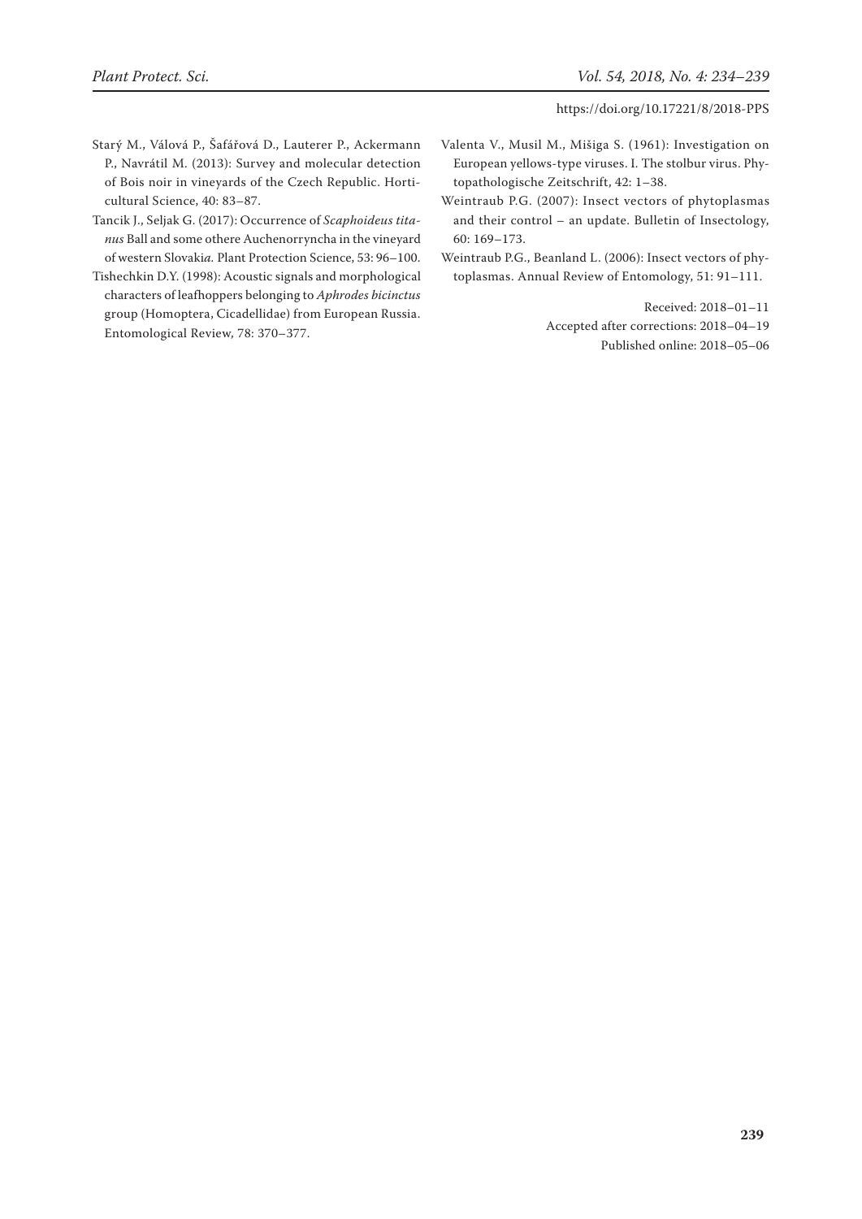Starý M., Válová P., Šafářová D., Lauterer P., Ackermann P., Navrátil M. (2013): Survey and molecular detection of Bois noir in vineyards of the Czech Republic. Horticultural Science, 40: 83–87.

Tancik J., Seljak G. (2017): Occurrence of *Scaphoideus titanus* Ball and some othere Auchenorryncha in the vineyard of western Slovaki*a.* Plant Protection Science, 53: 96–100.

Tishechkin D.Y. (1998): Acoustic signals and morphological characters of leafhoppers belonging to *Aphrodes bicinctus* group (Homoptera, Cicadellidae) from European Russia. Entomological Review, 78: 370–377.

Valenta V., Musil M., Mišiga S. (1961): Investigation on European yellows-type viruses. I. The stolbur virus. Phytopathologische Zeitschrift, 42: 1–38.

Weintraub P.G. (2007): Insect vectors of phytoplasmas and their control – an update. Bulletin of Insectology, 60: 169–173.

Weintraub P.G., Beanland L. (2006): Insect vectors of phytoplasmas. Annual Review of Entomology, 51: 91–111.

Received: 2018–01–11

Accepted after corrections: 2018–04–19

Published online: 2018–05–06